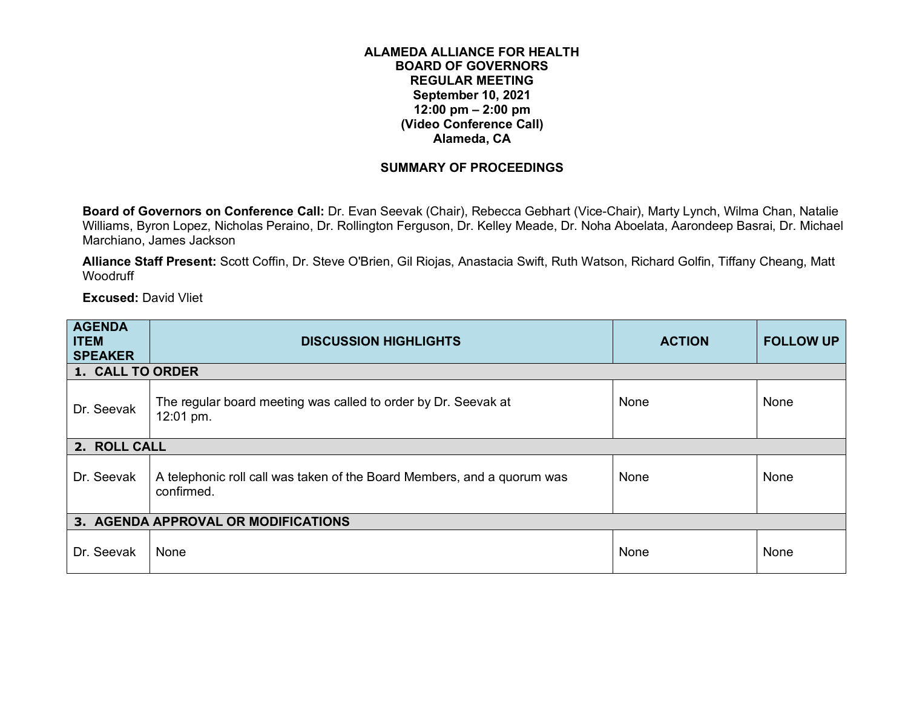**ALAMEDA ALLIANCE FOR HEALTH**
**BOARD OF GOVERNORS**
**REGULAR MEETING**
**September 10, 2021**
**12:00 pm – 2:00 pm**
**(Video Conference Call)**
**Alameda, CA**

**SUMMARY OF PROCEEDINGS**

**Board of Governors on Conference Call:** Dr. Evan Seevak (Chair), Rebecca Gebhart (Vice-Chair), Marty Lynch, Wilma Chan, Natalie Williams, Byron Lopez, Nicholas Peraino, Dr. Rollington Ferguson, Dr. Kelley Meade, Dr. Noha Aboelata, Aarondeep Basrai, Dr. Michael Marchiano, James Jackson

**Alliance Staff Present:** Scott Coffin, Dr. Steve O'Brien, Gil Riojas, Anastacia Swift, Ruth Watson, Richard Golfin, Tiffany Cheang, Matt Woodruff

**Excused:** David Vliet

| AGENDA ITEM SPEAKER | DISCUSSION HIGHLIGHTS | ACTION | FOLLOW UP |
|---|---|---|---|
| **1. CALL TO ORDER** | | | |
| Dr. Seevak | The regular board meeting was called to order by Dr. Seevak at 12:01 pm. | None | None |
| **2. ROLL CALL** | | | |
| Dr. Seevak | A telephonic roll call was taken of the Board Members, and a quorum was confirmed. | None | None |
| **3. AGENDA APPROVAL OR MODIFICATIONS** | | | |
| Dr. Seevak | None | None | None |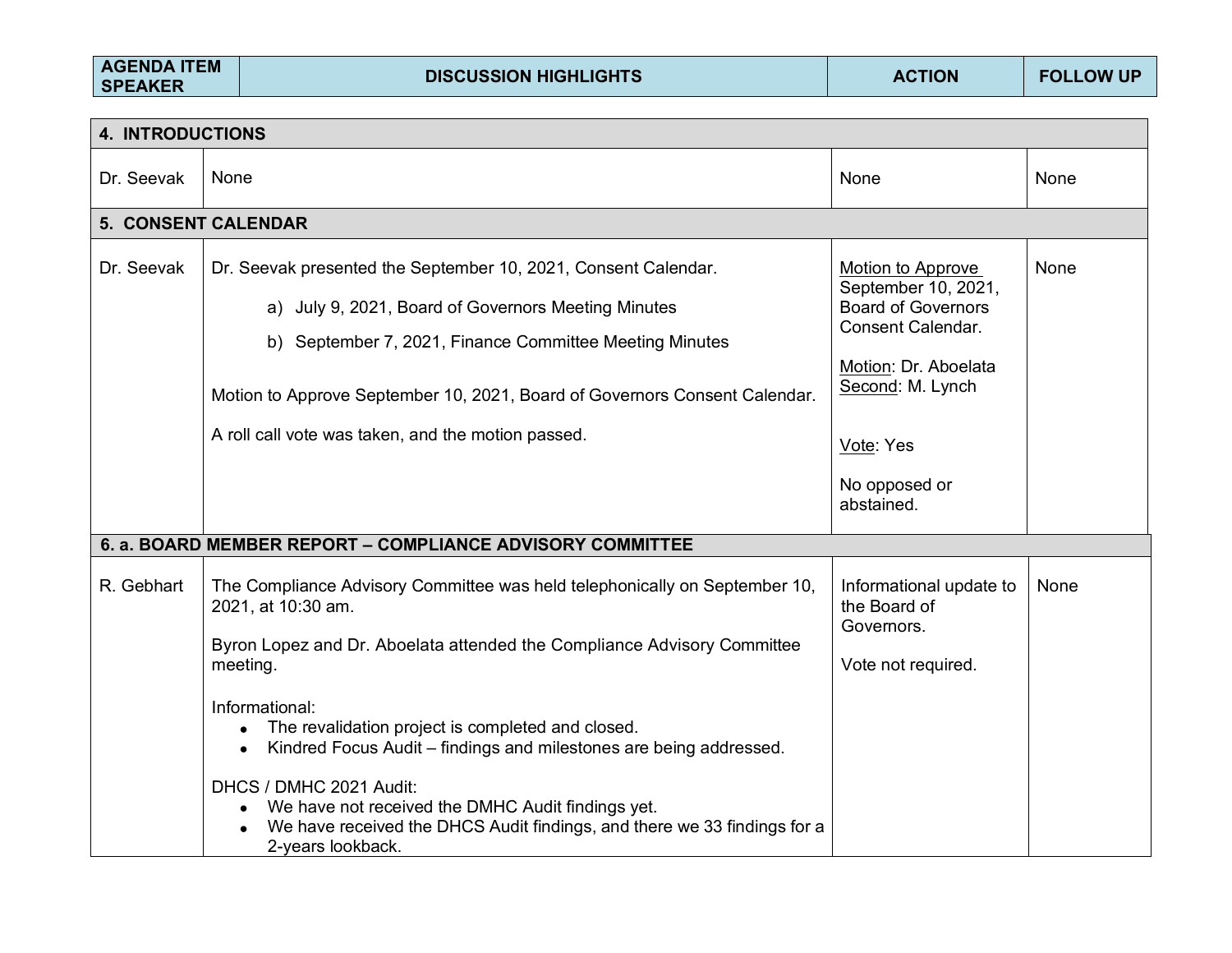| AGENDA ITEM SPEAKER | DISCUSSION HIGHLIGHTS | ACTION | FOLLOW UP |
|---|---|---|---|
| **4. INTRODUCTIONS** | | | |
| Dr. Seevak | None | None | None |
| **5. CONSENT CALENDAR** | | | |
| Dr. Seevak | Dr. Seevak presented the September 10, 2021, Consent Calendar.<br><br>a) July 9, 2021, Board of Governors Meeting Minutes<br>b) September 7, 2021, Finance Committee Meeting Minutes<br><br>Motion to Approve September 10, 2021, Board of Governors Consent Calendar.<br><br>A roll call vote was taken, and the motion passed. | Motion to Approve September 10, 2021, Board of Governors Consent Calendar.<br><br>Motion: Dr. Aboelata<br>Second: M. Lynch<br><br>Vote: Yes<br><br>No opposed or abstained. | None |
| **6. a. BOARD MEMBER REPORT – COMPLIANCE ADVISORY COMMITTEE** | | | |
| R. Gebhart | The Compliance Advisory Committee was held telephonically on September 10, 2021, at 10:30 am.<br><br>Byron Lopez and Dr. Aboelata attended the Compliance Advisory Committee meeting.<br><br>Informational:<br>• The revalidation project is completed and closed.<br>• Kindred Focus Audit – findings and milestones are being addressed.<br><br>DHCS / DMHC 2021 Audit:<br>• We have not received the DMHC Audit findings yet.<br>• We have received the DHCS Audit findings, and there we 33 findings for a 2-years lookback. | Informational update to the Board of Governors.<br><br>Vote not required. | None |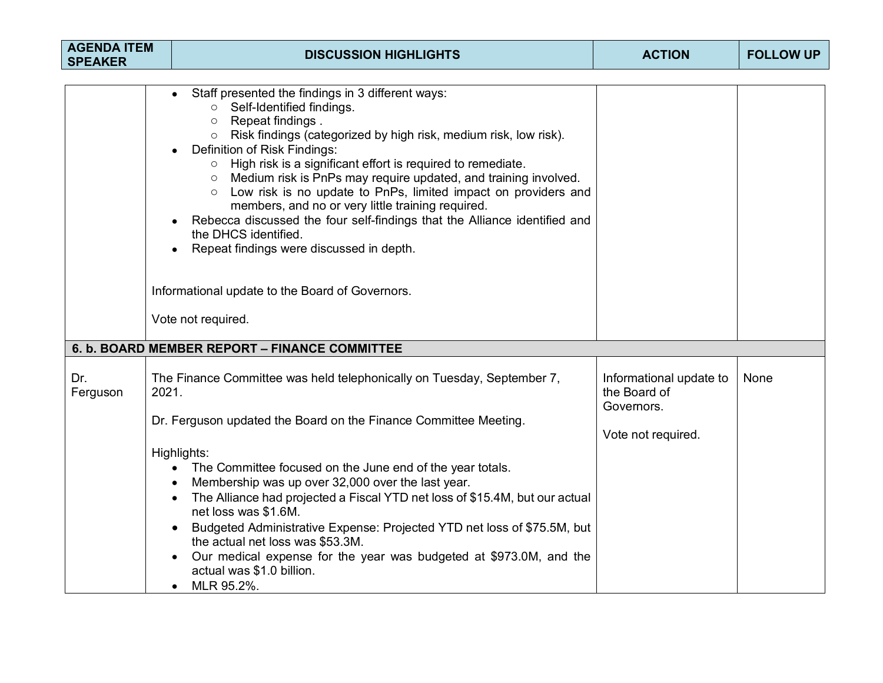| AGENDA ITEM SPEAKER | DISCUSSION HIGHLIGHTS | ACTION | FOLLOW UP |
|---|---|---|---|
| | • Staff presented the findings in 3 different ways:<br>  ○ Self-Identified findings.<br>  ○ Repeat findings .<br>  ○ Risk findings (categorized by high risk, medium risk, low risk).<br>• Definition of Risk Findings:<br>  ○ High risk is a significant effort is required to remediate.<br>  ○ Medium risk is PnPs may require updated, and training involved.<br>  ○ Low risk is no update to PnPs, limited impact on providers and members, and no or very little training required.<br>• Rebecca discussed the four self-findings that the Alliance identified and the DHCS identified.<br>• Repeat findings were discussed in depth.<br><br>Informational update to the Board of Governors.<br><br>Vote not required. | | |
| **6. b. BOARD MEMBER REPORT – FINANCE COMMITTEE** | | | |
| Dr. Ferguson | The Finance Committee was held telephonically on Tuesday, September 7, 2021.<br><br>Dr. Ferguson updated the Board on the Finance Committee Meeting.<br><br>Highlights:<br>• The Committee focused on the June end of the year totals.<br>• Membership was up over 32,000 over the last year.<br>• The Alliance had projected a Fiscal YTD net loss of $15.4M, but our actual net loss was $1.6M.<br>• Budgeted Administrative Expense: Projected YTD net loss of $75.5M, but the actual net loss was $53.3M.<br>• Our medical expense for the year was budgeted at $973.0M, and the actual was $1.0 billion.<br>• MLR 95.2%. | Informational update to the Board of Governors.<br><br>Vote not required. | None |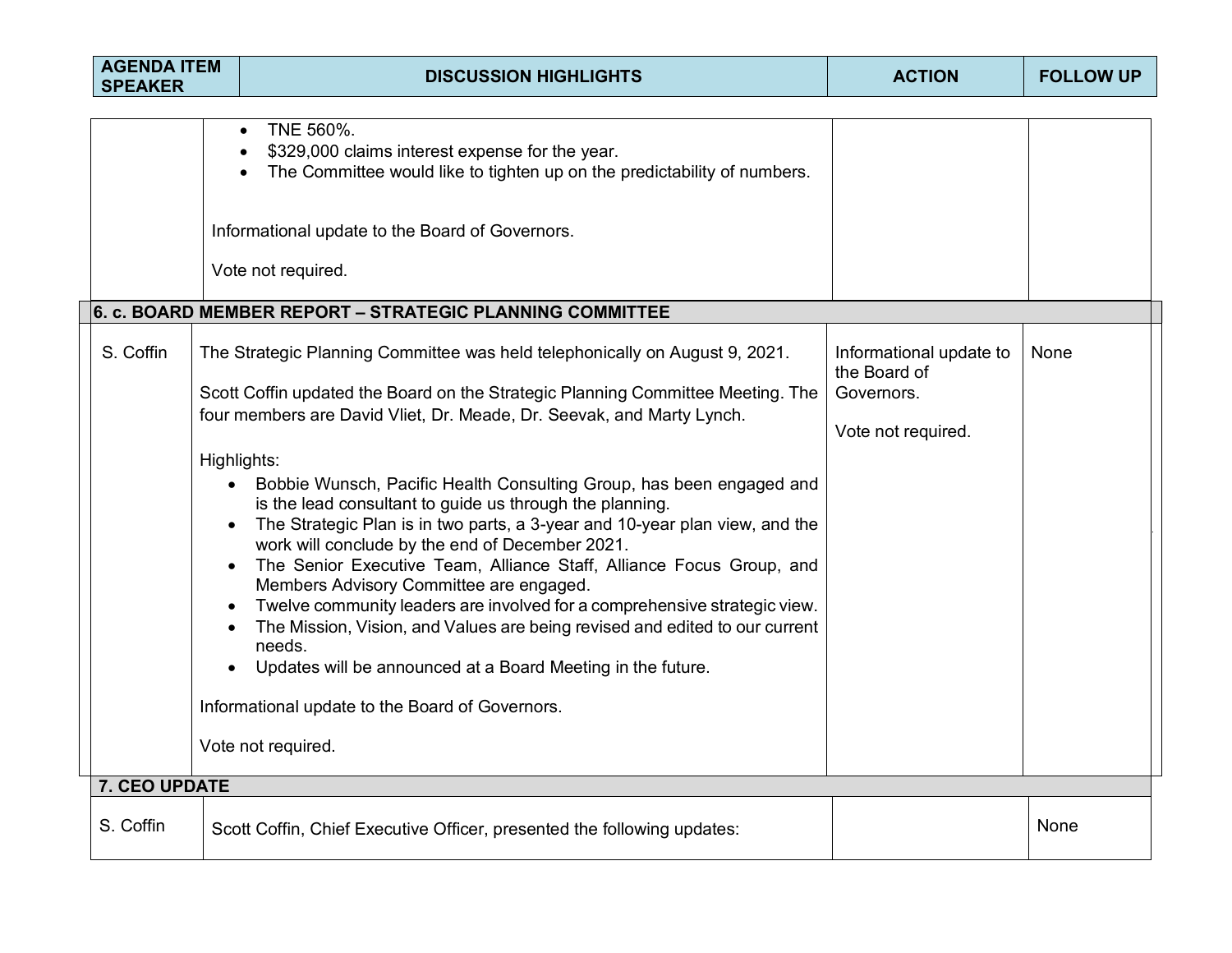| AGENDA ITEM SPEAKER | DISCUSSION HIGHLIGHTS | ACTION | FOLLOW UP |
|---|---|---|---|
| | • TNE 560%.<br>• $329,000 claims interest expense for the year.<br>• The Committee would like to tighten up on the predictability of numbers.<br><br>Informational update to the Board of Governors.<br><br>Vote not required. | | |
| **6. c. BOARD MEMBER REPORT – STRATEGIC PLANNING COMMITTEE** | | | |
| S. Coffin | The Strategic Planning Committee was held telephonically on August 9, 2021.<br><br>Scott Coffin updated the Board on the Strategic Planning Committee Meeting. The four members are David Vliet, Dr. Meade, Dr. Seevak, and Marty Lynch.<br><br>Highlights:<br>• Bobbie Wunsch, Pacific Health Consulting Group, has been engaged and is the lead consultant to guide us through the planning.<br>• The Strategic Plan is in two parts, a 3-year and 10-year plan view, and the work will conclude by the end of December 2021.<br>• The Senior Executive Team, Alliance Staff, Alliance Focus Group, and Members Advisory Committee are engaged.<br>• Twelve community leaders are involved for a comprehensive strategic view.<br>• The Mission, Vision, and Values are being revised and edited to our current needs.<br>• Updates will be announced at a Board Meeting in the future.<br><br>Informational update to the Board of Governors.<br><br>Vote not required. | Informational update to the Board of Governors.<br><br>Vote not required. | None |
| **7. CEO UPDATE** | | | |
| S. Coffin | Scott Coffin, Chief Executive Officer, presented the following updates: | | None |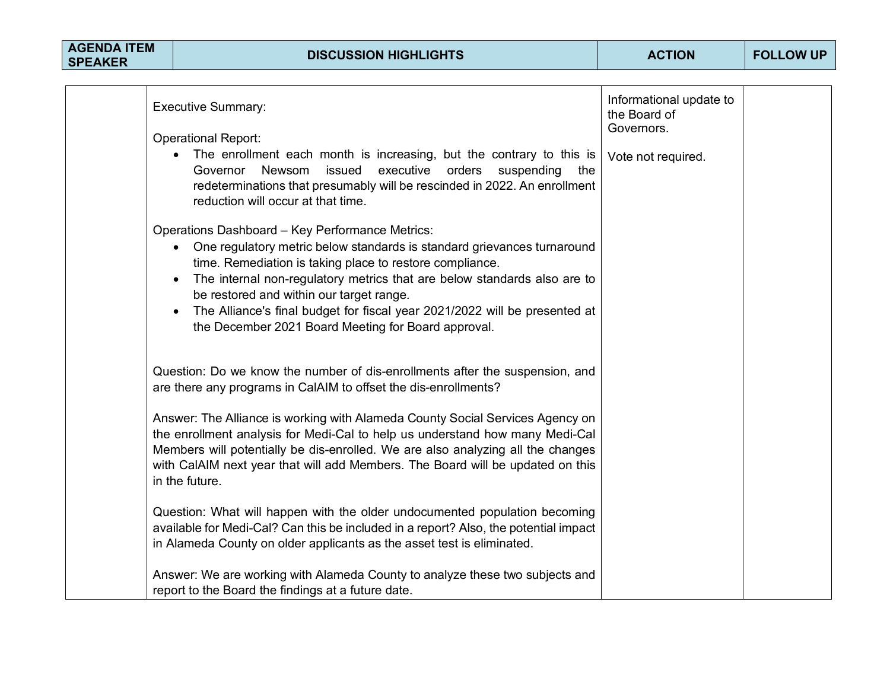| AGENDA ITEM SPEAKER | DISCUSSION HIGHLIGHTS | ACTION | FOLLOW UP |
|---|---|---|---|
| | Executive Summary:<br><br>Operational Report:<br>• The enrollment each month is increasing, but the contrary to this is Governor Newsom issued executive orders suspending the redeterminations that presumably will be rescinded in 2022. An enrollment reduction will occur at that time.<br><br>Operations Dashboard – Key Performance Metrics:<br>• One regulatory metric below standards is standard grievances turnaround time. Remediation is taking place to restore compliance.<br>• The internal non-regulatory metrics that are below standards also are to be restored and within our target range.<br>• The Alliance's final budget for fiscal year 2021/2022 will be presented at the December 2021 Board Meeting for Board approval.<br><br>Question: Do we know the number of dis-enrollments after the suspension, and are there any programs in CalAIM to offset the dis-enrollments?<br><br>Answer: The Alliance is working with Alameda County Social Services Agency on the enrollment analysis for Medi-Cal to help us understand how many Medi-Cal Members will potentially be dis-enrolled. We are also analyzing all the changes with CalAIM next year that will add Members. The Board will be updated on this in the future.<br><br>Question: What will happen with the older undocumented population becoming available for Medi-Cal? Can this be included in a report? Also, the potential impact in Alameda County on older applicants as the asset test is eliminated.<br><br>Answer: We are working with Alameda County to analyze these two subjects and report to the Board the findings at a future date. | Informational update to the Board of Governors.<br><br>Vote not required. | |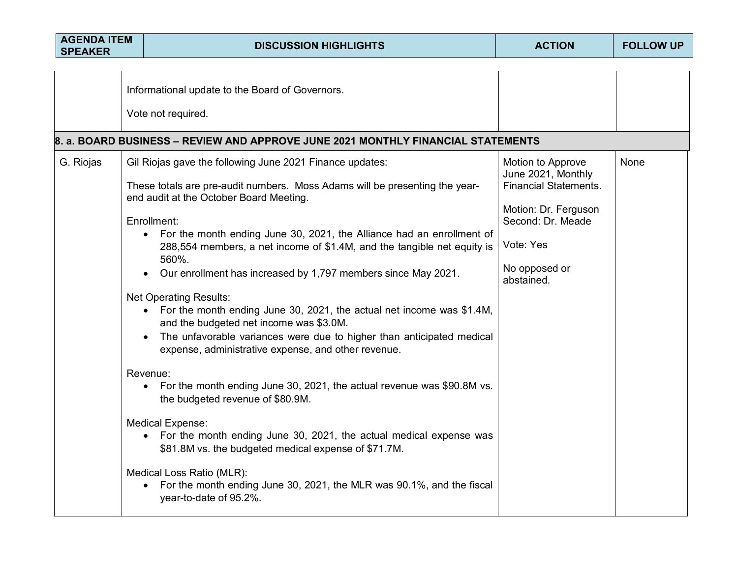| AGENDA ITEM SPEAKER | DISCUSSION HIGHLIGHTS | ACTION | FOLLOW UP |
|---|---|---|---|
| | Informational update to the Board of Governors.<br><br>Vote not required. | | |
| **8. a. BOARD BUSINESS – REVIEW AND APPROVE JUNE 2021 MONTHLY FINANCIAL STATEMENTS** | | | |
| G. Riojas | Gil Riojas gave the following June 2021 Finance updates:<br><br>These totals are pre-audit numbers. Moss Adams will be presenting the year-end audit at the October Board Meeting.<br><br>Enrollment:<br>• For the month ending June 30, 2021, the Alliance had an enrollment of 288,554 members, a net income of $1.4M, and the tangible net equity is 560%.<br>• Our enrollment has increased by 1,797 members since May 2021.<br><br>Net Operating Results:<br>• For the month ending June 30, 2021, the actual net income was $1.4M, and the budgeted net income was $3.0M.<br>• The unfavorable variances were due to higher than anticipated medical expense, administrative expense, and other revenue.<br><br>Revenue:<br>• For the month ending June 30, 2021, the actual revenue was $90.8M vs. the budgeted revenue of $80.9M.<br><br>Medical Expense:<br>• For the month ending June 30, 2021, the actual medical expense was $81.8M vs. the budgeted medical expense of $71.7M.<br><br>Medical Loss Ratio (MLR):<br>• For the month ending June 30, 2021, the MLR was 90.1%, and the fiscal year-to-date of 95.2%. | Motion to Approve June 2021, Monthly Financial Statements.<br><br>Motion: Dr. Ferguson<br>Second: Dr. Meade<br><br>Vote: Yes<br><br>No opposed or abstained. | None |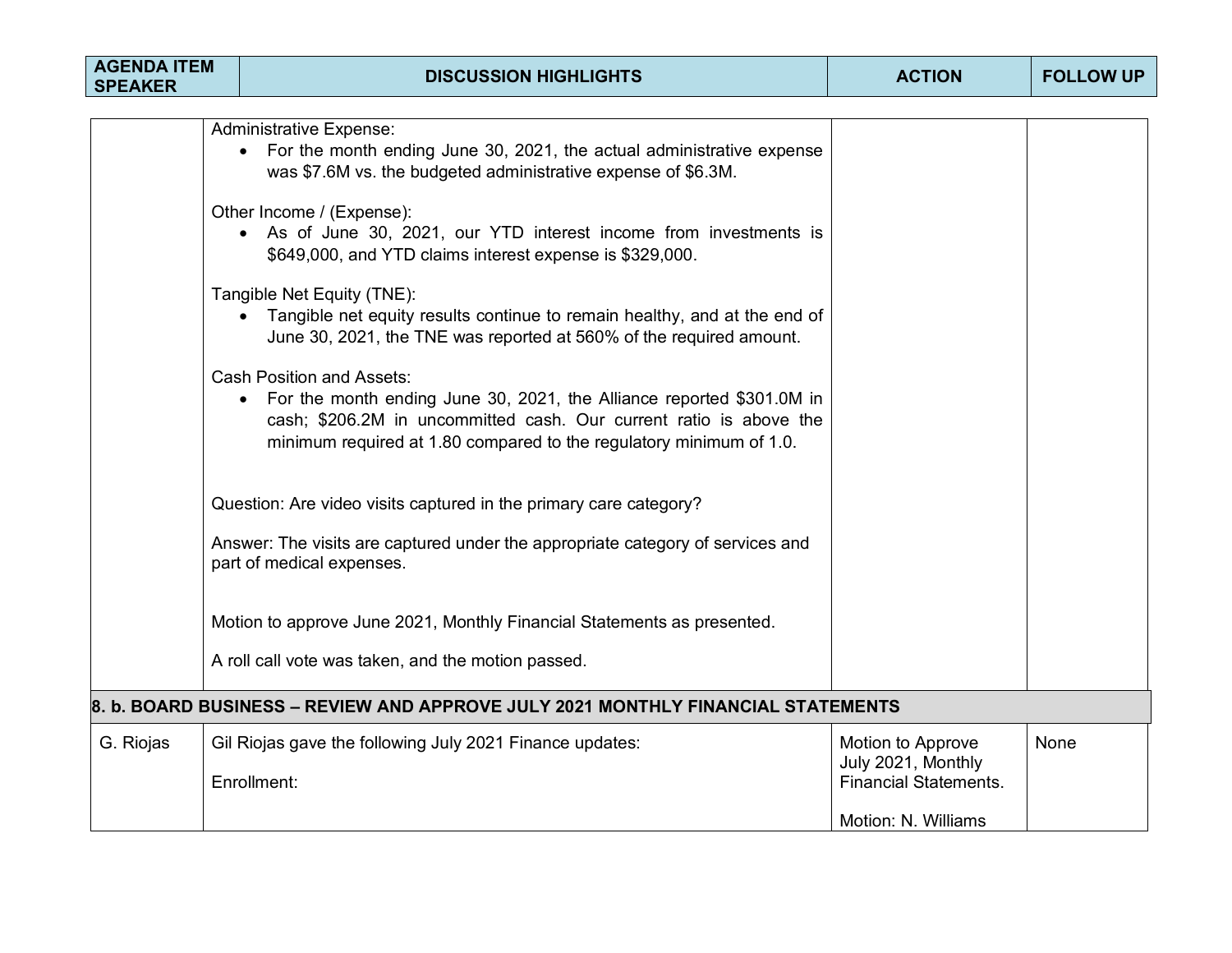| AGENDA ITEM SPEAKER | DISCUSSION HIGHLIGHTS | ACTION | FOLLOW UP |
|---|---|---|---|
| | Administrative Expense:<br>• For the month ending June 30, 2021, the actual administrative expense was $7.6M vs. the budgeted administrative expense of $6.3M.<br><br>Other Income / (Expense):<br>• As of June 30, 2021, our YTD interest income from investments is $649,000, and YTD claims interest expense is $329,000.<br><br>Tangible Net Equity (TNE):<br>• Tangible net equity results continue to remain healthy, and at the end of June 30, 2021, the TNE was reported at 560% of the required amount.<br><br>Cash Position and Assets:<br>• For the month ending June 30, 2021, the Alliance reported $301.0M in cash; $206.2M in uncommitted cash. Our current ratio is above the minimum required at 1.80 compared to the regulatory minimum of 1.0.<br><br>Question: Are video visits captured in the primary care category?<br><br>Answer: The visits are captured under the appropriate category of services and part of medical expenses.<br><br>Motion to approve June 2021, Monthly Financial Statements as presented.<br><br>A roll call vote was taken, and the motion passed. | | |
| **8. b. BOARD BUSINESS – REVIEW AND APPROVE JULY 2021 MONTHLY FINANCIAL STATEMENTS** | | | |
| G. Riojas | Gil Riojas gave the following July 2021 Finance updates:<br><br>Enrollment: | Motion to Approve July 2021, Monthly Financial Statements.<br><br>Motion: N. Williams | None |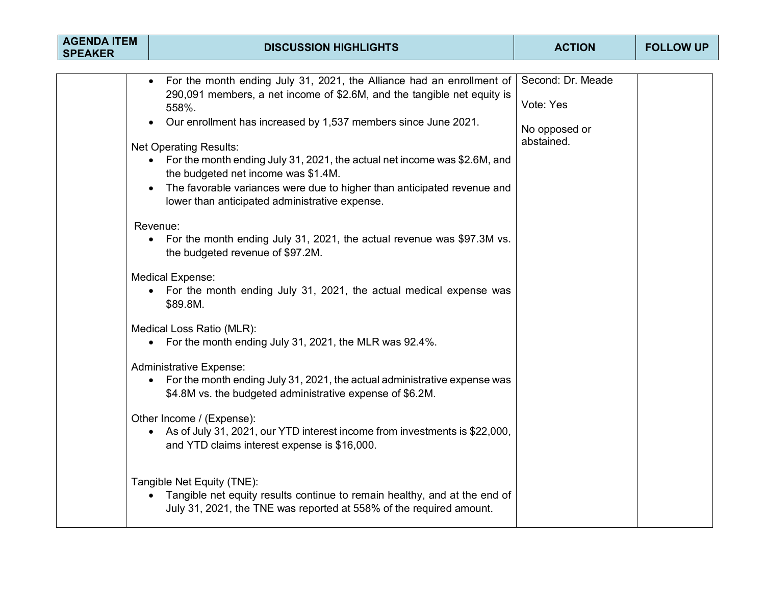| AGENDA ITEM SPEAKER | DISCUSSION HIGHLIGHTS | ACTION | FOLLOW UP |
|---|---|---|---|
| | • For the month ending July 31, 2021, the Alliance had an enrollment of 290,091 members, a net income of $2.6M, and the tangible net equity is 558%.<br>• Our enrollment has increased by 1,537 members since June 2021.<br><br>Net Operating Results:<br>• For the month ending July 31, 2021, the actual net income was $2.6M, and the budgeted net income was $1.4M.<br>• The favorable variances were due to higher than anticipated revenue and lower than anticipated administrative expense.<br><br>Revenue:<br>• For the month ending July 31, 2021, the actual revenue was $97.3M vs. the budgeted revenue of $97.2M.<br><br>Medical Expense:<br>• For the month ending July 31, 2021, the actual medical expense was $89.8M.<br><br>Medical Loss Ratio (MLR):<br>• For the month ending July 31, 2021, the MLR was 92.4%.<br><br>Administrative Expense:<br>• For the month ending July 31, 2021, the actual administrative expense was $4.8M vs. the budgeted administrative expense of $6.2M.<br><br>Other Income / (Expense):<br>• As of July 31, 2021, our YTD interest income from investments is $22,000, and YTD claims interest expense is $16,000.<br><br>Tangible Net Equity (TNE):<br>• Tangible net equity results continue to remain healthy, and at the end of July 31, 2021, the TNE was reported at 558% of the required amount. | Second: Dr. Meade<br><br>Vote: Yes<br><br>No opposed or abstained. | |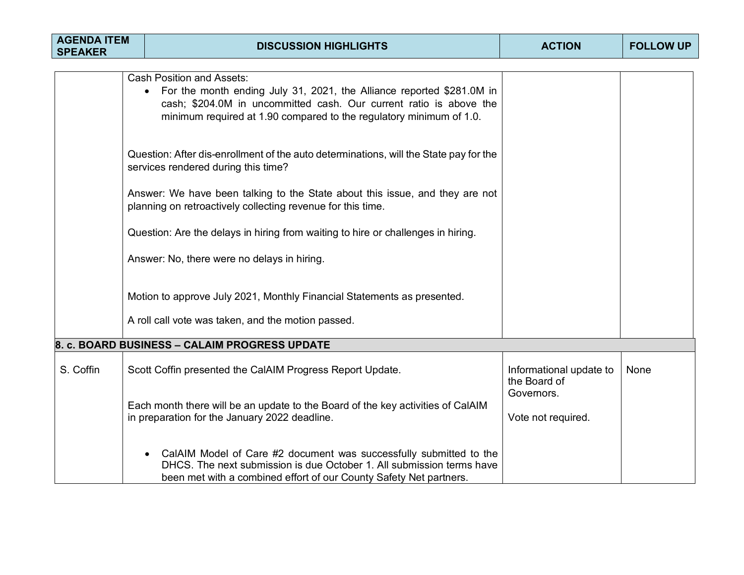| AGENDA ITEM SPEAKER | DISCUSSION HIGHLIGHTS | ACTION | FOLLOW UP |
|---|---|---|---|
| | Cash Position and Assets:<br>• For the month ending July 31, 2021, the Alliance reported $281.0M in cash; $204.0M in uncommitted cash. Our current ratio is above the minimum required at 1.90 compared to the regulatory minimum of 1.0.<br><br>Question: After dis-enrollment of the auto determinations, will the State pay for the services rendered during this time?<br><br>Answer: We have been talking to the State about this issue, and they are not planning on retroactively collecting revenue for this time.<br><br>Question: Are the delays in hiring from waiting to hire or challenges in hiring.<br><br>Answer: No, there were no delays in hiring.<br><br>Motion to approve July 2021, Monthly Financial Statements as presented.<br><br>A roll call vote was taken, and the motion passed. | | |
| **8. c. BOARD BUSINESS – CALAIM PROGRESS UPDATE** | | | |
| S. Coffin | Scott Coffin presented the CalAIM Progress Report Update.<br><br>Each month there will be an update to the Board of the key activities of CalAIM in preparation for the January 2022 deadline.<br><br>• CalAIM Model of Care #2 document was successfully submitted to the DHCS. The next submission is due October 1. All submission terms have been met with a combined effort of our County Safety Net partners. | Informational update to the Board of Governors.<br><br>Vote not required. | None |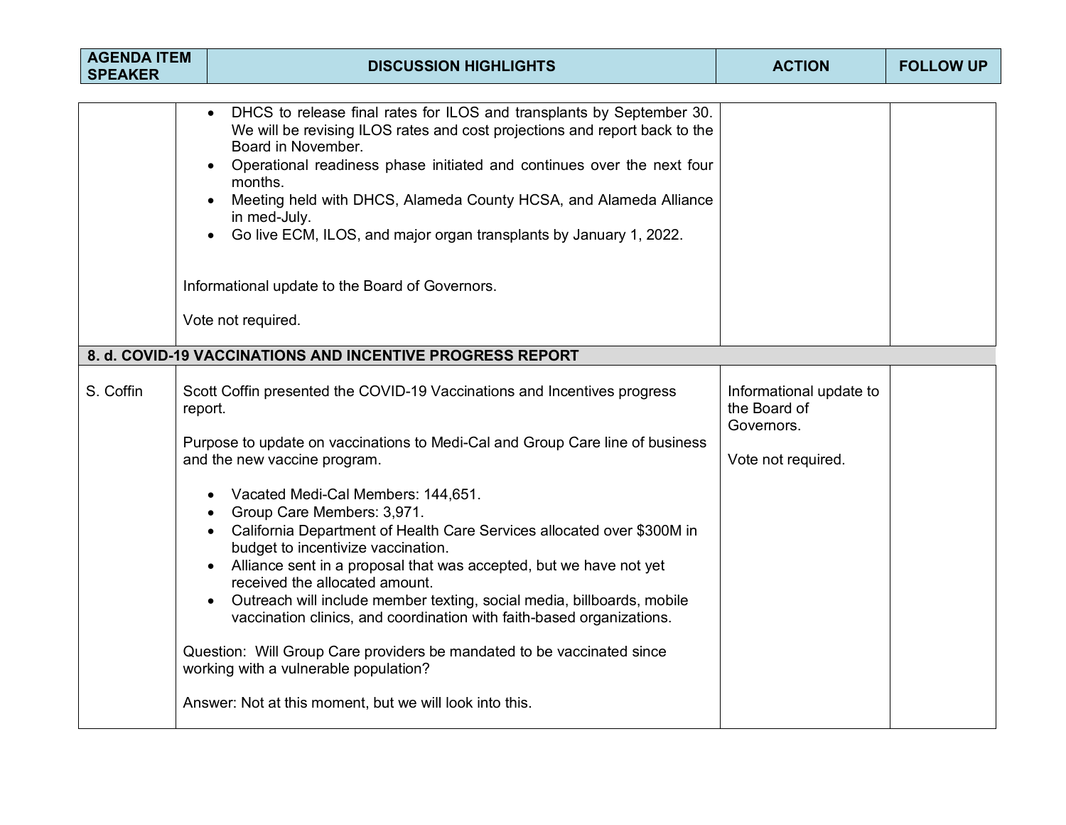| AGENDA ITEM SPEAKER | DISCUSSION HIGHLIGHTS | ACTION | FOLLOW UP |
|---|---|---|---|
| | • DHCS to release final rates for ILOS and transplants by September 30. We will be revising ILOS rates and cost projections and report back to the Board in November.<br>• Operational readiness phase initiated and continues over the next four months.<br>• Meeting held with DHCS, Alameda County HCSA, and Alameda Alliance in med-July.<br>• Go live ECM, ILOS, and major organ transplants by January 1, 2022.<br><br>Informational update to the Board of Governors.<br><br>Vote not required. | | |
| **8. d. COVID-19 VACCINATIONS AND INCENTIVE PROGRESS REPORT** | | | |
| S. Coffin | Scott Coffin presented the COVID-19 Vaccinations and Incentives progress report.<br><br>Purpose to update on vaccinations to Medi-Cal and Group Care line of business and the new vaccine program.<br><br>• Vacated Medi-Cal Members: 144,651.<br>• Group Care Members: 3,971.<br>• California Department of Health Care Services allocated over $300M in budget to incentivize vaccination.<br>• Alliance sent in a proposal that was accepted, but we have not yet received the allocated amount.<br>• Outreach will include member texting, social media, billboards, mobile vaccination clinics, and coordination with faith-based organizations.<br><br>Question: Will Group Care providers be mandated to be vaccinated since working with a vulnerable population?<br><br>Answer: Not at this moment, but we will look into this. | Informational update to the Board of Governors.<br><br>Vote not required. | |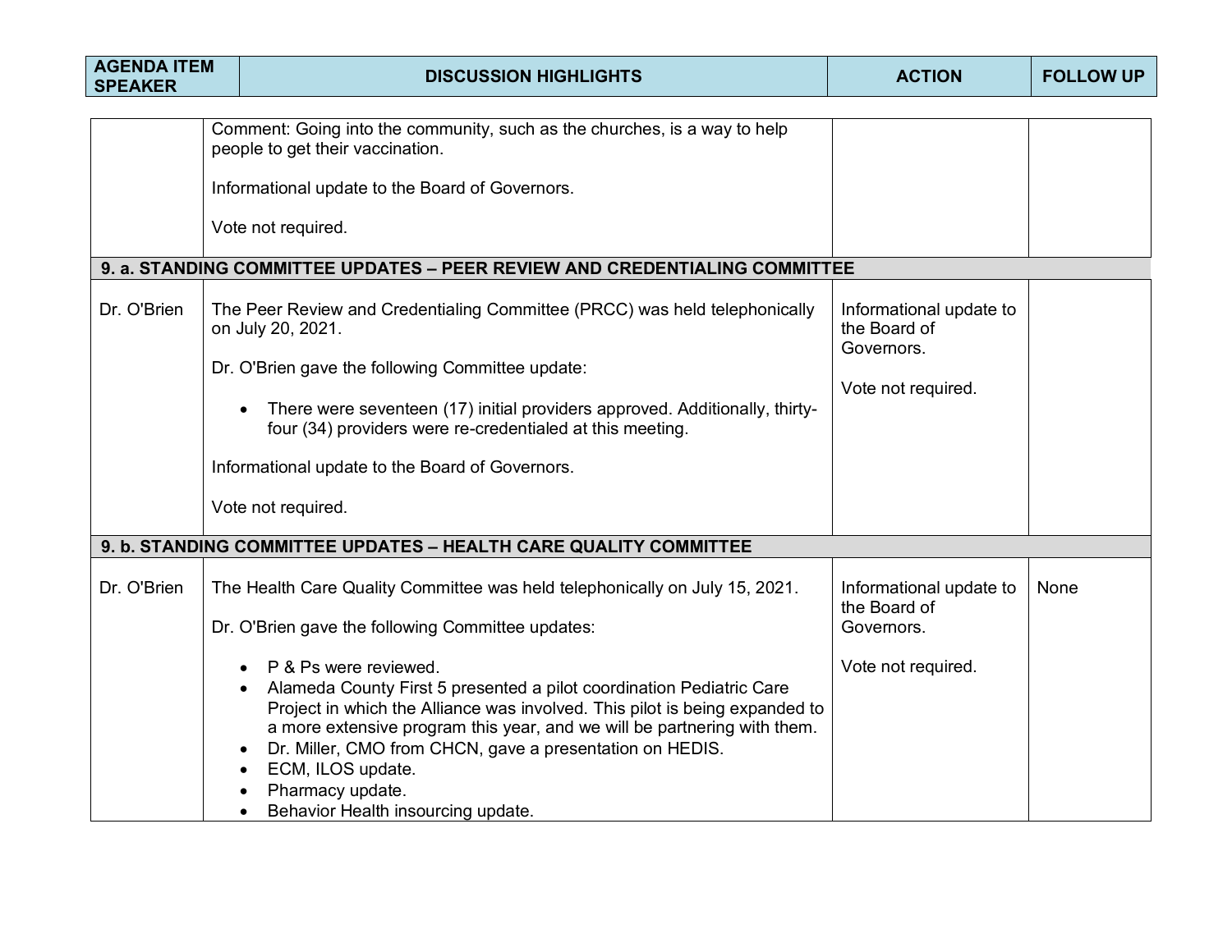| AGENDA ITEM SPEAKER | DISCUSSION HIGHLIGHTS | ACTION | FOLLOW UP |
|---|---|---|---|
| | Comment: Going into the community, such as the churches, is a way to help people to get their vaccination.<br><br>Informational update to the Board of Governors.<br><br>Vote not required. | | |
| **9. a. STANDING COMMITTEE UPDATES – PEER REVIEW AND CREDENTIALING COMMITTEE** | | | |
| Dr. O'Brien | The Peer Review and Credentialing Committee (PRCC) was held telephonically on July 20, 2021.<br><br>Dr. O'Brien gave the following Committee update:<br><br>• There were seventeen (17) initial providers approved. Additionally, thirty-four (34) providers were re-credentialed at this meeting.<br><br>Informational update to the Board of Governors.<br><br>Vote not required. | Informational update to the Board of Governors.<br><br>Vote not required. | |
| **9. b. STANDING COMMITTEE UPDATES – HEALTH CARE QUALITY COMMITTEE** | | | |
| Dr. O'Brien | The Health Care Quality Committee was held telephonically on July 15, 2021.<br><br>Dr. O'Brien gave the following Committee updates:<br><br>• P & Ps were reviewed.<br>• Alameda County First 5 presented a pilot coordination Pediatric Care Project in which the Alliance was involved. This pilot is being expanded to a more extensive program this year, and we will be partnering with them.<br>• Dr. Miller, CMO from CHCN, gave a presentation on HEDIS.<br>• ECM, ILOS update.<br>• Pharmacy update.<br>• Behavior Health insourcing update. | Informational update to the Board of Governors.<br><br>Vote not required. | None |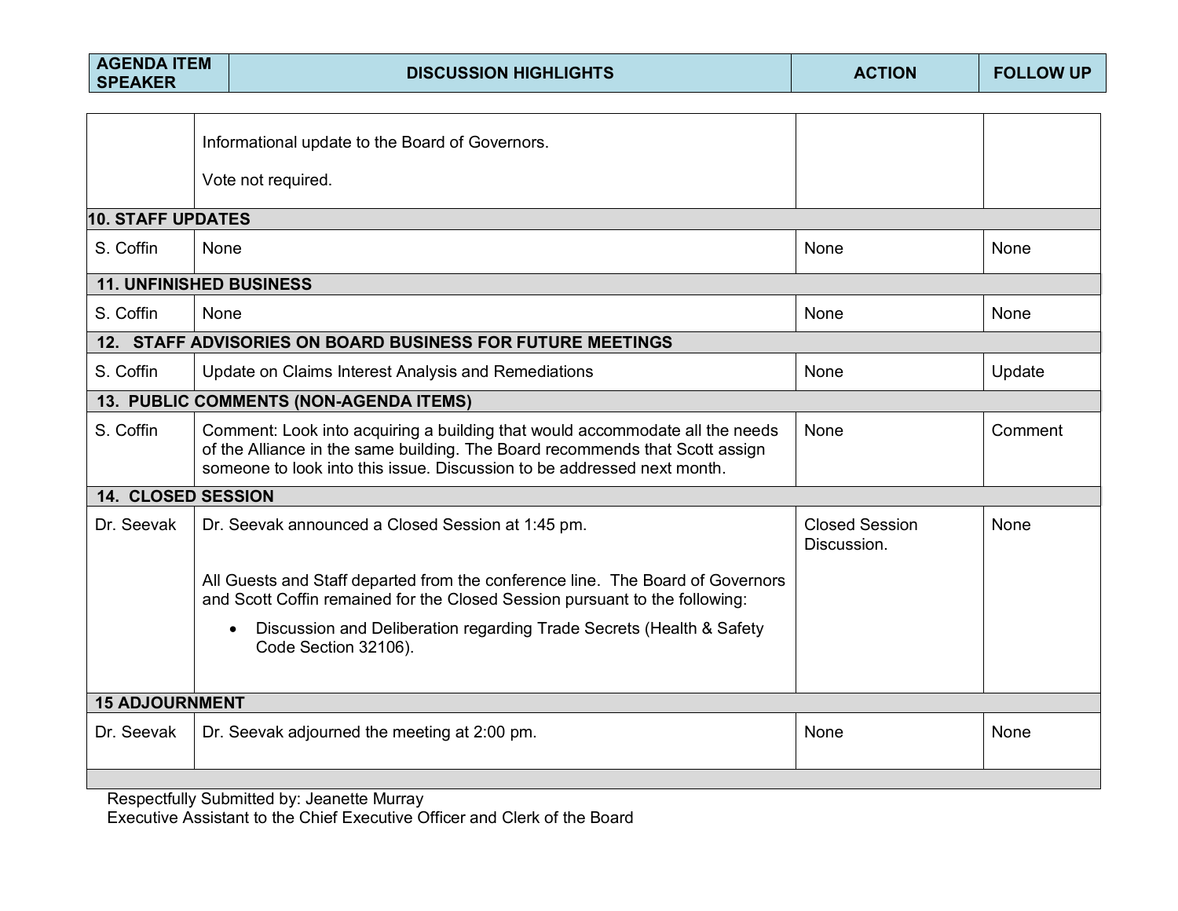| AGENDA ITEM SPEAKER | DISCUSSION HIGHLIGHTS | ACTION | FOLLOW UP |
|---|---|---|---|
| | Informational update to the Board of Governors.<br><br>Vote not required. | | |
| **10. STAFF UPDATES** | | | |
| S. Coffin | None | None | None |
| **11. UNFINISHED BUSINESS** | | | |
| S. Coffin | None | None | None |
| **12. STAFF ADVISORIES ON BOARD BUSINESS FOR FUTURE MEETINGS** | | | |
| S. Coffin | Update on Claims Interest Analysis and Remediations | None | Update |
| **13. PUBLIC COMMENTS (NON-AGENDA ITEMS)** | | | |
| S. Coffin | Comment: Look into acquiring a building that would accommodate all the needs of the Alliance in the same building. The Board recommends that Scott assign someone to look into this issue. Discussion to be addressed next month. | None | Comment |
| **14. CLOSED SESSION** | | | |
| Dr. Seevak | Dr. Seevak announced a Closed Session at 1:45 pm.<br><br>All Guests and Staff departed from the conference line. The Board of Governors and Scott Coffin remained for the Closed Session pursuant to the following:<br><br>• Discussion and Deliberation regarding Trade Secrets (Health & Safety Code Section 32106). | Closed Session Discussion. | None |
| **15 ADJOURNMENT** | | | |
| Dr. Seevak | Dr. Seevak adjourned the meeting at 2:00 pm. | None | None |

Respectfully Submitted by: Jeanette Murray
Executive Assistant to the Chief Executive Officer and Clerk of the Board